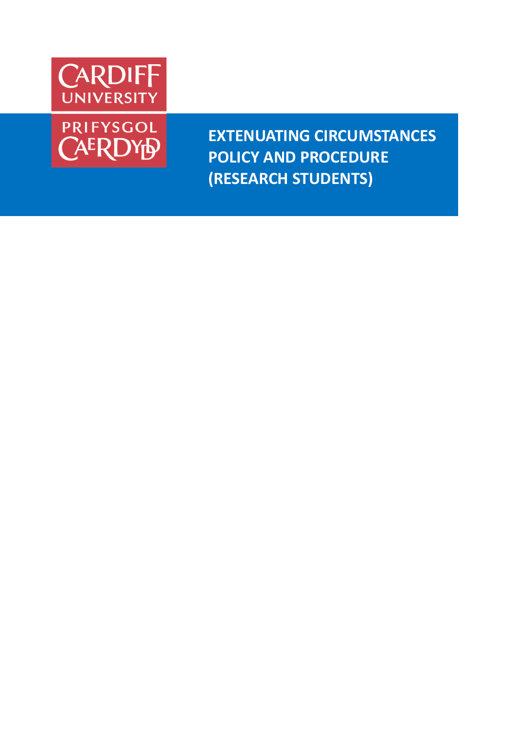CARDIFF UNIVERSITY

PRIFYSGOL CAERDYDD

# EXTENUATING CIRCUMSTANCES POLICY AND PROCEDURE (RESEARCH STUDENTS)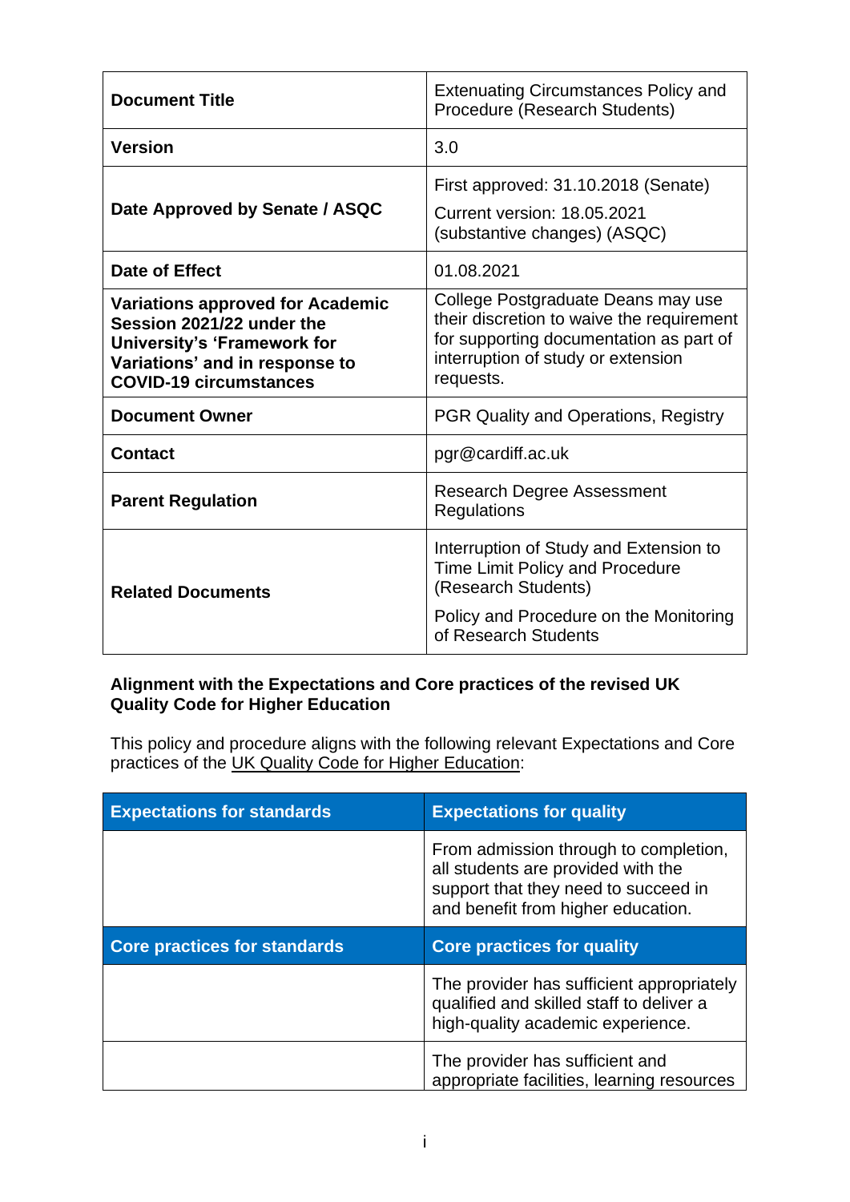| **Document Title** | Extenuating Circumstances Policy and Procedure (Research Students) |
|---|---|
| **Version** | 3.0 |
| **Date Approved by Senate / ASQC** | First approved: 31.10.2018 (Senate)<br>Current version: 18.05.2021 (substantive changes) (ASQC) |
| **Date of Effect** | 01.08.2021 |
| **Variations approved for Academic Session 2021/22 under the University's 'Framework for Variations' and in response to COVID-19 circumstances** | College Postgraduate Deans may use their discretion to waive the requirement for supporting documentation as part of interruption of study or extension requests. |
| **Document Owner** | PGR Quality and Operations, Registry |
| **Contact** | pgr@cardiff.ac.uk |
| **Parent Regulation** | Research Degree Assessment Regulations |
| **Related Documents** | Interruption of Study and Extension to Time Limit Policy and Procedure (Research Students)<br>Policy and Procedure on the Monitoring of Research Students |

**Alignment with the Expectations and Core practices of the revised UK Quality Code for Higher Education**

This policy and procedure aligns with the following relevant Expectations and Core practices of the UK Quality Code for Higher Education:

| Expectations for standards | Expectations for quality |
|---|---|
| | From admission through to completion, all students are provided with the support that they need to succeed in and benefit from higher education. |
| **Core practices for standards** | **Core practices for quality** |
| | The provider has sufficient appropriately qualified and skilled staff to deliver a high-quality academic experience. |
| | The provider has sufficient and appropriate facilities, learning resources |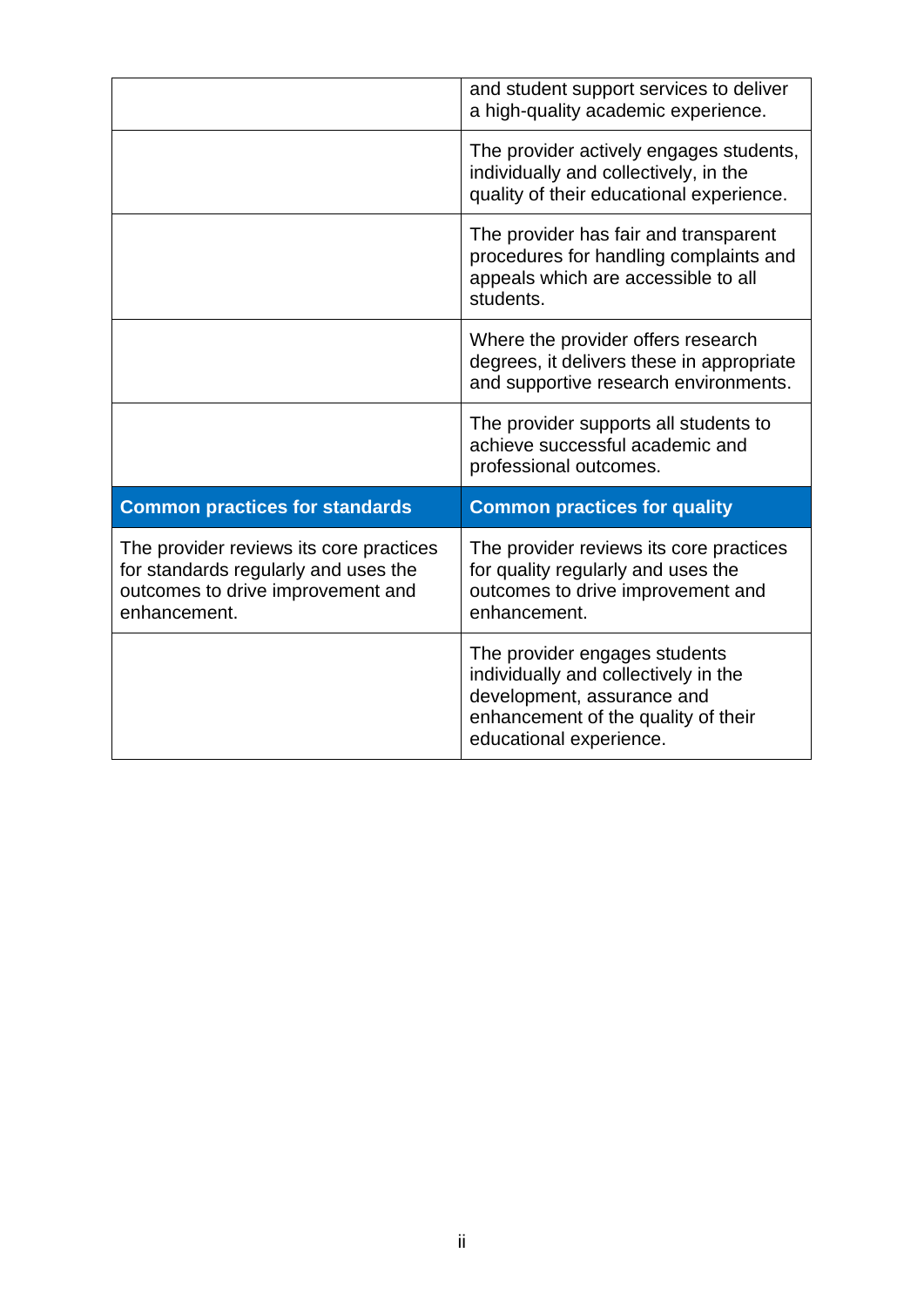| | |
|---|---|
| | and student support services to deliver a high-quality academic experience. |
| | The provider actively engages students, individually and collectively, in the quality of their educational experience. |
| | The provider has fair and transparent procedures for handling complaints and appeals which are accessible to all students. |
| | Where the provider offers research degrees, it delivers these in appropriate and supportive research environments. |
| | The provider supports all students to achieve successful academic and professional outcomes. |
| **Common practices for standards** | **Common practices for quality** |
| The provider reviews its core practices for standards regularly and uses the outcomes to drive improvement and enhancement. | The provider reviews its core practices for quality regularly and uses the outcomes to drive improvement and enhancement. |
| | The provider engages students individually and collectively in the development, assurance and enhancement of the quality of their educational experience. |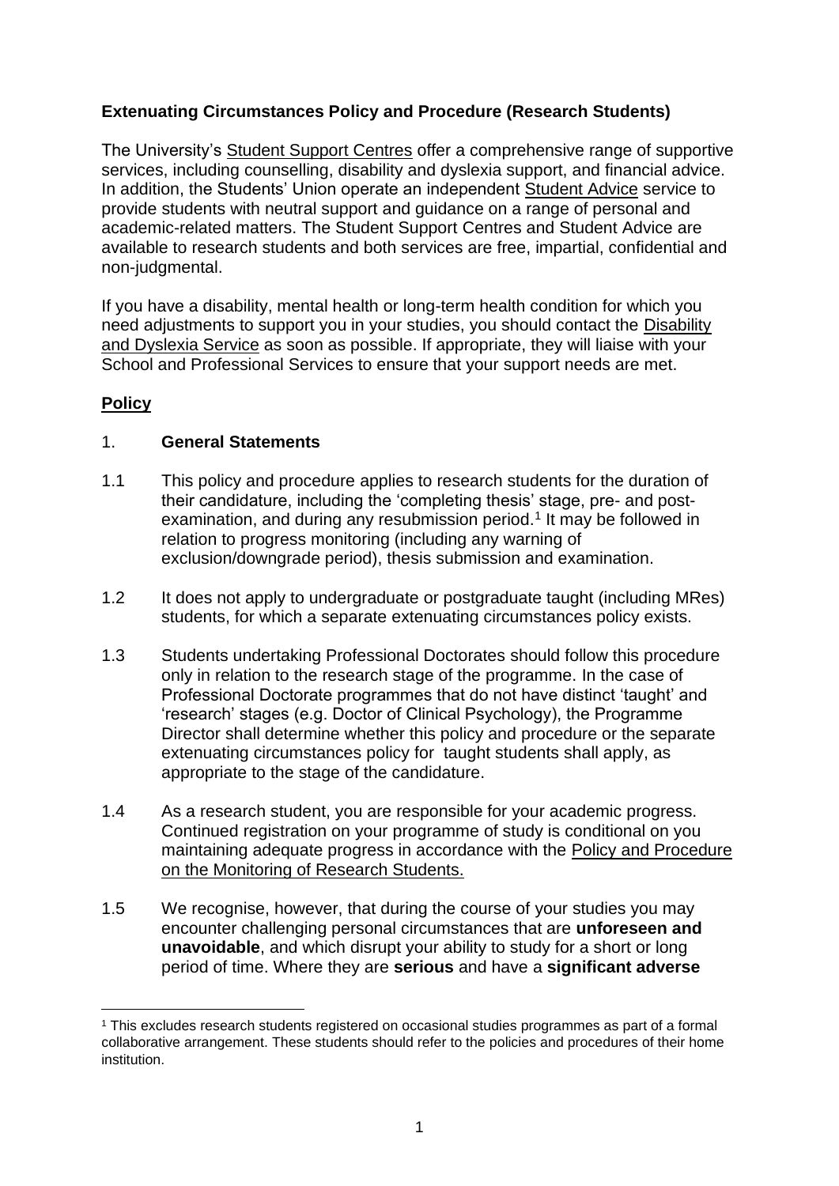**Extenuating Circumstances Policy and Procedure (Research Students)**

The University's Student Support Centres offer a comprehensive range of supportive services, including counselling, disability and dyslexia support, and financial advice. In addition, the Students' Union operate an independent Student Advice service to provide students with neutral support and guidance on a range of personal and academic-related matters. The Student Support Centres and Student Advice are available to research students and both services are free, impartial, confidential and non-judgmental.

If you have a disability, mental health or long-term health condition for which you need adjustments to support you in your studies, you should contact the Disability and Dyslexia Service as soon as possible. If appropriate, they will liaise with your School and Professional Services to ensure that your support needs are met.

## Policy

1. **General Statements**

1.1 This policy and procedure applies to research students for the duration of their candidature, including the 'completing thesis' stage, pre- and post-examination, and during any resubmission period.[1] It may be followed in relation to progress monitoring (including any warning of exclusion/downgrade period), thesis submission and examination.

1.2 It does not apply to undergraduate or postgraduate taught (including MRes) students, for which a separate extenuating circumstances policy exists.

1.3 Students undertaking Professional Doctorates should follow this procedure only in relation to the research stage of the programme. In the case of Professional Doctorate programmes that do not have distinct 'taught' and 'research' stages (e.g. Doctor of Clinical Psychology), the Programme Director shall determine whether this policy and procedure or the separate extenuating circumstances policy for taught students shall apply, as appropriate to the stage of the candidature.

1.4 As a research student, you are responsible for your academic progress. Continued registration on your programme of study is conditional on you maintaining adequate progress in accordance with the Policy and Procedure on the Monitoring of Research Students.

1.5 We recognise, however, that during the course of your studies you may encounter challenging personal circumstances that are **unforeseen and unavoidable**, and which disrupt your ability to study for a short or long period of time. Where they are **serious** and have a **significant adverse**

[1] This excludes research students registered on occasional studies programmes as part of a formal collaborative arrangement. These students should refer to the policies and procedures of their home institution.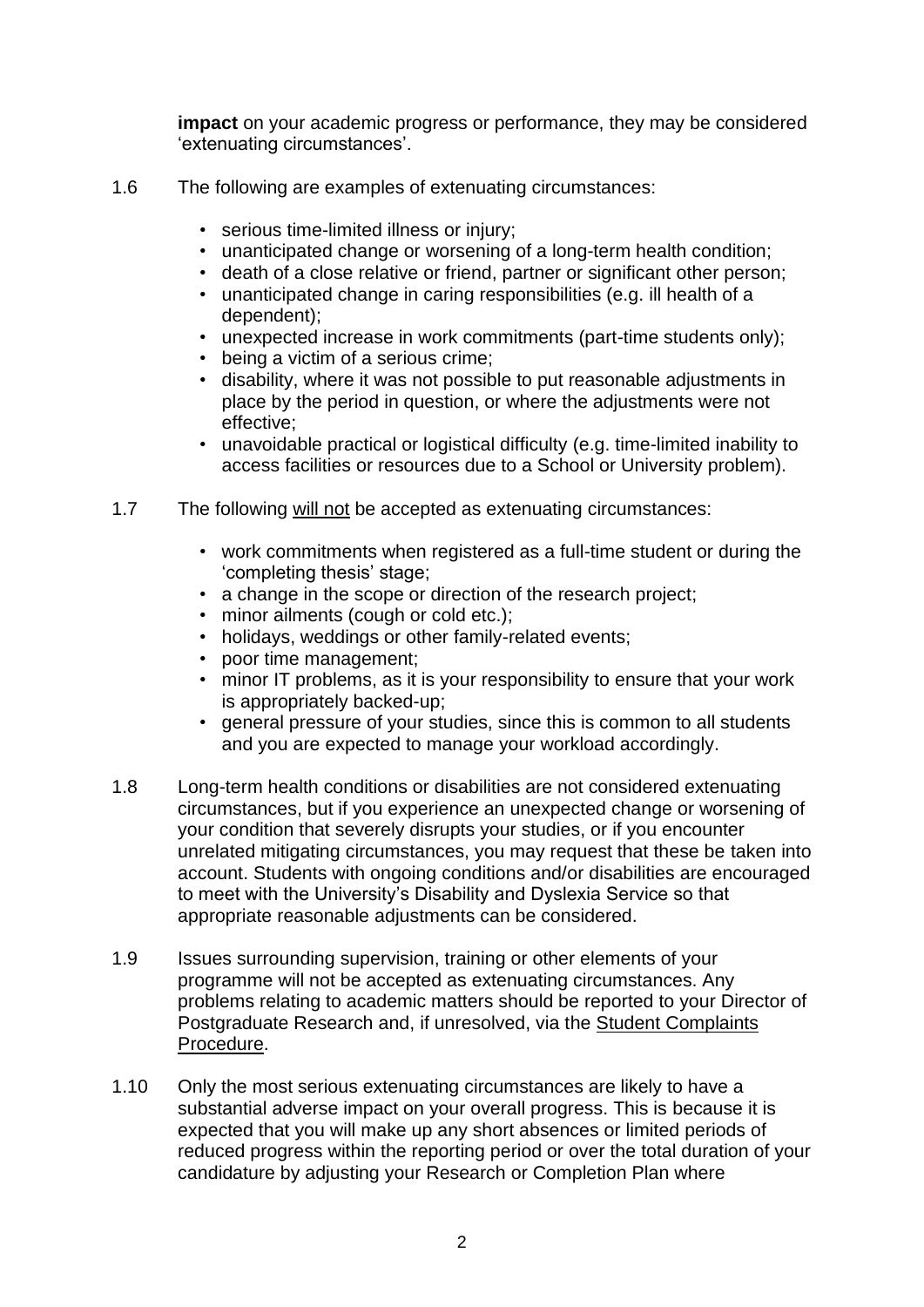**impact** on your academic progress or performance, they may be considered 'extenuating circumstances'.

1.6 The following are examples of extenuating circumstances:

- serious time-limited illness or injury;
- unanticipated change or worsening of a long-term health condition;
- death of a close relative or friend, partner or significant other person;
- unanticipated change in caring responsibilities (e.g. ill health of a dependent);
- unexpected increase in work commitments (part-time students only);
- being a victim of a serious crime;
- disability, where it was not possible to put reasonable adjustments in place by the period in question, or where the adjustments were not effective;
- unavoidable practical or logistical difficulty (e.g. time-limited inability to access facilities or resources due to a School or University problem).

1.7 The following will not be accepted as extenuating circumstances:

- work commitments when registered as a full-time student or during the 'completing thesis' stage;
- a change in the scope or direction of the research project;
- minor ailments (cough or cold etc.);
- holidays, weddings or other family-related events;
- poor time management;
- minor IT problems, as it is your responsibility to ensure that your work is appropriately backed-up;
- general pressure of your studies, since this is common to all students and you are expected to manage your workload accordingly.

1.8 Long-term health conditions or disabilities are not considered extenuating circumstances, but if you experience an unexpected change or worsening of your condition that severely disrupts your studies, or if you encounter unrelated mitigating circumstances, you may request that these be taken into account. Students with ongoing conditions and/or disabilities are encouraged to meet with the University's Disability and Dyslexia Service so that appropriate reasonable adjustments can be considered.

1.9 Issues surrounding supervision, training or other elements of your programme will not be accepted as extenuating circumstances. Any problems relating to academic matters should be reported to your Director of Postgraduate Research and, if unresolved, via the Student Complaints Procedure.

1.10 Only the most serious extenuating circumstances are likely to have a substantial adverse impact on your overall progress. This is because it is expected that you will make up any short absences or limited periods of reduced progress within the reporting period or over the total duration of your candidature by adjusting your Research or Completion Plan where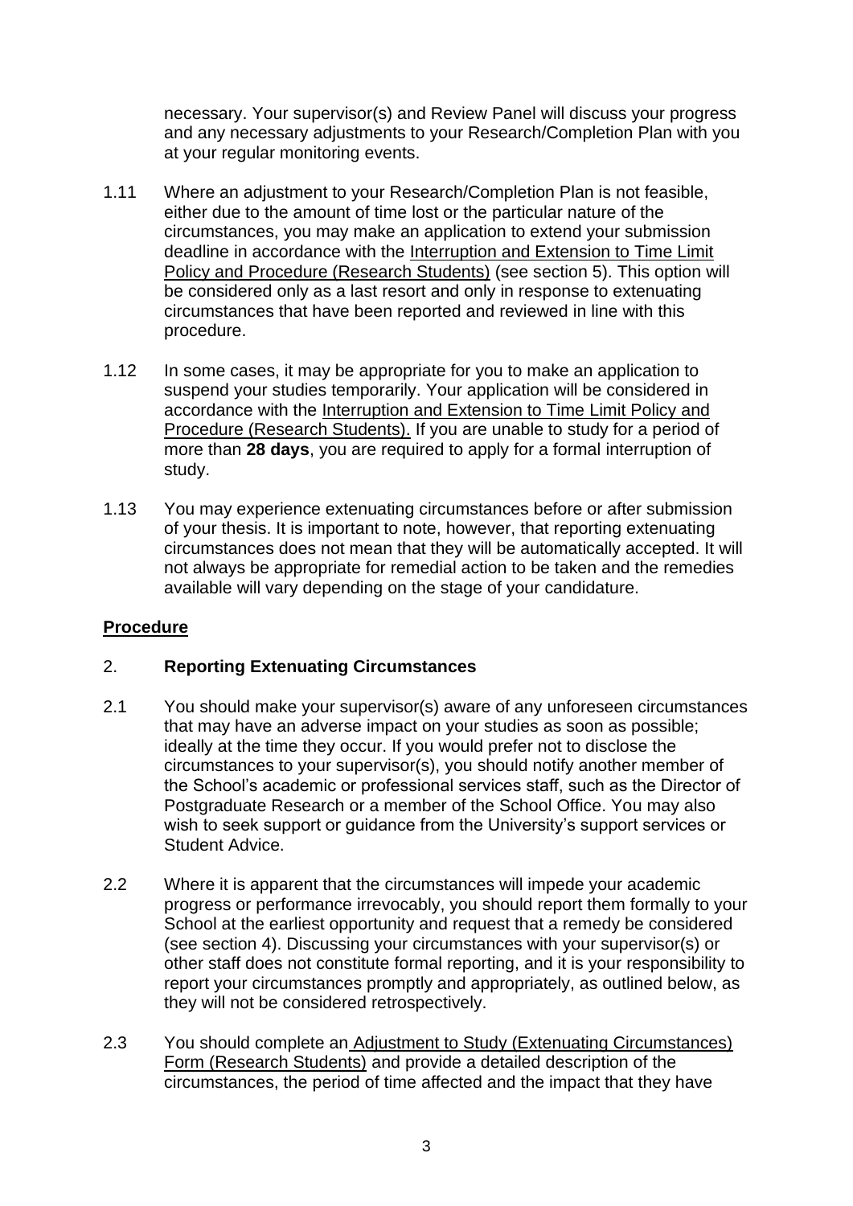necessary. Your supervisor(s) and Review Panel will discuss your progress and any necessary adjustments to your Research/Completion Plan with you at your regular monitoring events.

1.11 Where an adjustment to your Research/Completion Plan is not feasible, either due to the amount of time lost or the particular nature of the circumstances, you may make an application to extend your submission deadline in accordance with the Interruption and Extension to Time Limit Policy and Procedure (Research Students) (see section 5). This option will be considered only as a last resort and only in response to extenuating circumstances that have been reported and reviewed in line with this procedure.

1.12 In some cases, it may be appropriate for you to make an application to suspend your studies temporarily. Your application will be considered in accordance with the Interruption and Extension to Time Limit Policy and Procedure (Research Students). If you are unable to study for a period of more than **28 days**, you are required to apply for a formal interruption of study.

1.13 You may experience extenuating circumstances before or after submission of your thesis. It is important to note, however, that reporting extenuating circumstances does not mean that they will be automatically accepted. It will not always be appropriate for remedial action to be taken and the remedies available will vary depending on the stage of your candidature.

## Procedure

## 2. Reporting Extenuating Circumstances

2.1 You should make your supervisor(s) aware of any unforeseen circumstances that may have an adverse impact on your studies as soon as possible; ideally at the time they occur. If you would prefer not to disclose the circumstances to your supervisor(s), you should notify another member of the School's academic or professional services staff, such as the Director of Postgraduate Research or a member of the School Office. You may also wish to seek support or guidance from the University's support services or Student Advice.

2.2 Where it is apparent that the circumstances will impede your academic progress or performance irrevocably, you should report them formally to your School at the earliest opportunity and request that a remedy be considered (see section 4). Discussing your circumstances with your supervisor(s) or other staff does not constitute formal reporting, and it is your responsibility to report your circumstances promptly and appropriately, as outlined below, as they will not be considered retrospectively.

2.3 You should complete an Adjustment to Study (Extenuating Circumstances) Form (Research Students) and provide a detailed description of the circumstances, the period of time affected and the impact that they have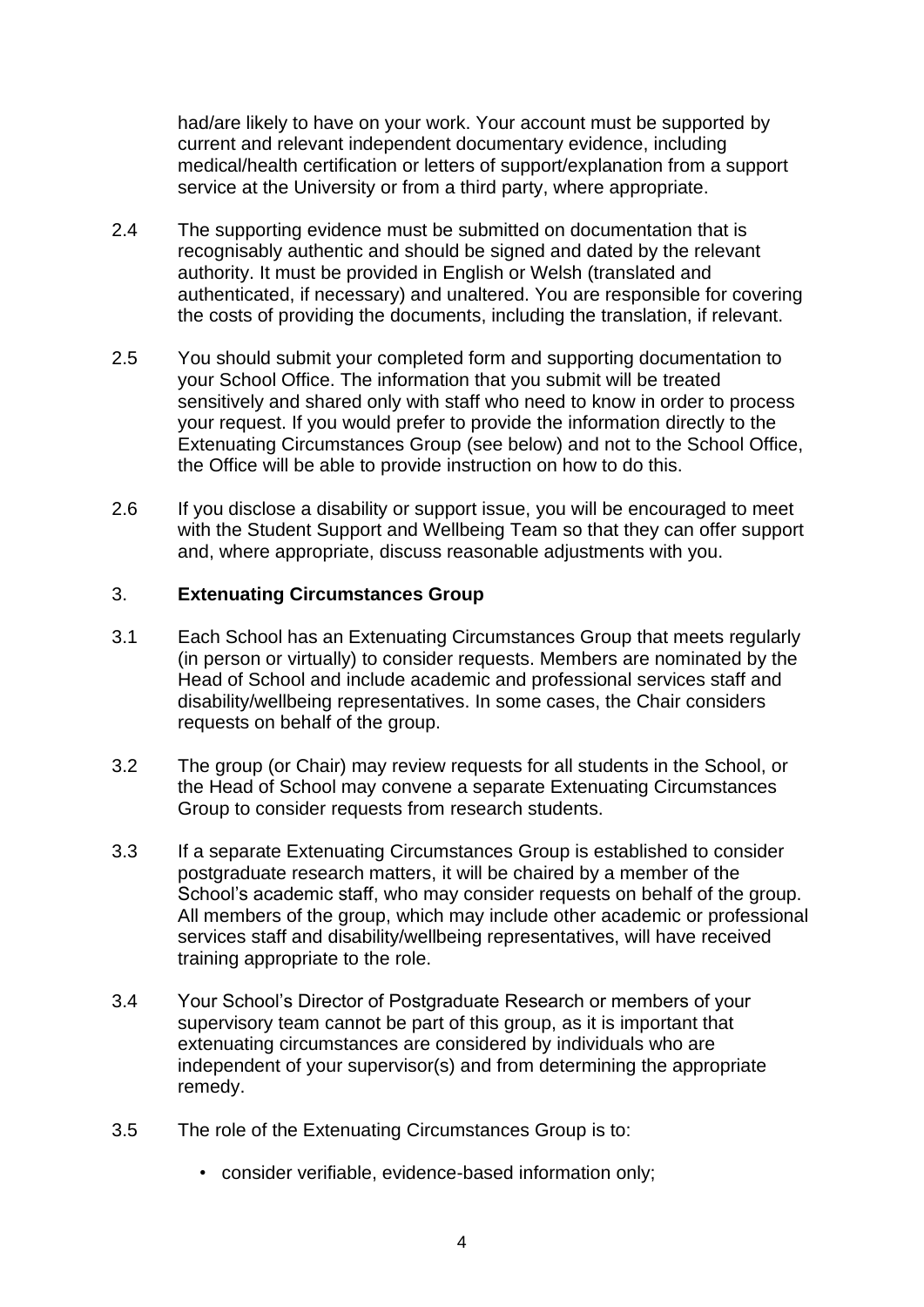had/are likely to have on your work. Your account must be supported by current and relevant independent documentary evidence, including medical/health certification or letters of support/explanation from a support service at the University or from a third party, where appropriate.

2.4 The supporting evidence must be submitted on documentation that is recognisably authentic and should be signed and dated by the relevant authority. It must be provided in English or Welsh (translated and authenticated, if necessary) and unaltered. You are responsible for covering the costs of providing the documents, including the translation, if relevant.

2.5 You should submit your completed form and supporting documentation to your School Office. The information that you submit will be treated sensitively and shared only with staff who need to know in order to process your request. If you would prefer to provide the information directly to the Extenuating Circumstances Group (see below) and not to the School Office, the Office will be able to provide instruction on how to do this.

2.6 If you disclose a disability or support issue, you will be encouraged to meet with the Student Support and Wellbeing Team so that they can offer support and, where appropriate, discuss reasonable adjustments with you.

## 3. Extenuating Circumstances Group

3.1 Each School has an Extenuating Circumstances Group that meets regularly (in person or virtually) to consider requests. Members are nominated by the Head of School and include academic and professional services staff and disability/wellbeing representatives. In some cases, the Chair considers requests on behalf of the group.

3.2 The group (or Chair) may review requests for all students in the School, or the Head of School may convene a separate Extenuating Circumstances Group to consider requests from research students.

3.3 If a separate Extenuating Circumstances Group is established to consider postgraduate research matters, it will be chaired by a member of the School's academic staff, who may consider requests on behalf of the group. All members of the group, which may include other academic or professional services staff and disability/wellbeing representatives, will have received training appropriate to the role.

3.4 Your School's Director of Postgraduate Research or members of your supervisory team cannot be part of this group, as it is important that extenuating circumstances are considered by individuals who are independent of your supervisor(s) and from determining the appropriate remedy.

3.5 The role of the Extenuating Circumstances Group is to:

- consider verifiable, evidence-based information only;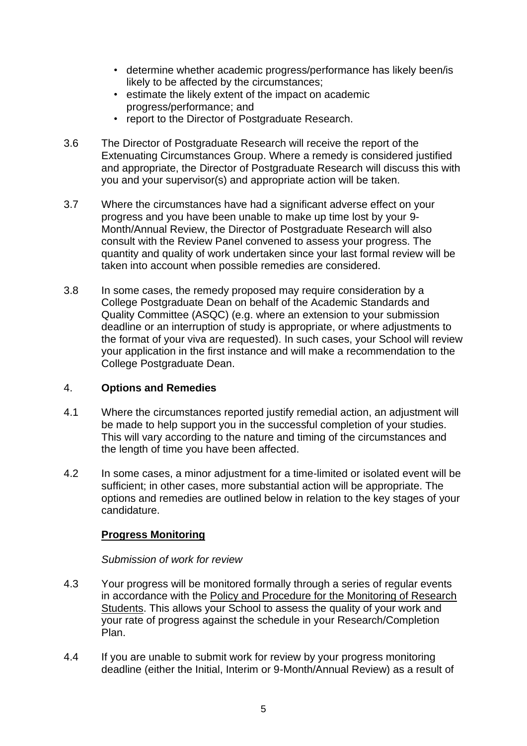- determine whether academic progress/performance has likely been/is likely to be affected by the circumstances;
- estimate the likely extent of the impact on academic progress/performance; and
- report to the Director of Postgraduate Research.

3.6 The Director of Postgraduate Research will receive the report of the Extenuating Circumstances Group. Where a remedy is considered justified and appropriate, the Director of Postgraduate Research will discuss this with you and your supervisor(s) and appropriate action will be taken.

3.7 Where the circumstances have had a significant adverse effect on your progress and you have been unable to make up time lost by your 9-Month/Annual Review, the Director of Postgraduate Research will also consult with the Review Panel convened to assess your progress. The quantity and quality of work undertaken since your last formal review will be taken into account when possible remedies are considered.

3.8 In some cases, the remedy proposed may require consideration by a College Postgraduate Dean on behalf of the Academic Standards and Quality Committee (ASQC) (e.g. where an extension to your submission deadline or an interruption of study is appropriate, or where adjustments to the format of your viva are requested). In such cases, your School will review your application in the first instance and will make a recommendation to the College Postgraduate Dean.

## 4. Options and Remedies

4.1 Where the circumstances reported justify remedial action, an adjustment will be made to help support you in the successful completion of your studies. This will vary according to the nature and timing of the circumstances and the length of time you have been affected.

4.2 In some cases, a minor adjustment for a time-limited or isolated event will be sufficient; in other cases, more substantial action will be appropriate. The options and remedies are outlined below in relation to the key stages of your candidature.

### Progress Monitoring

*Submission of work for review*

4.3 Your progress will be monitored formally through a series of regular events in accordance with the Policy and Procedure for the Monitoring of Research Students. This allows your School to assess the quality of your work and your rate of progress against the schedule in your Research/Completion Plan.

4.4 If you are unable to submit work for review by your progress monitoring deadline (either the Initial, Interim or 9-Month/Annual Review) as a result of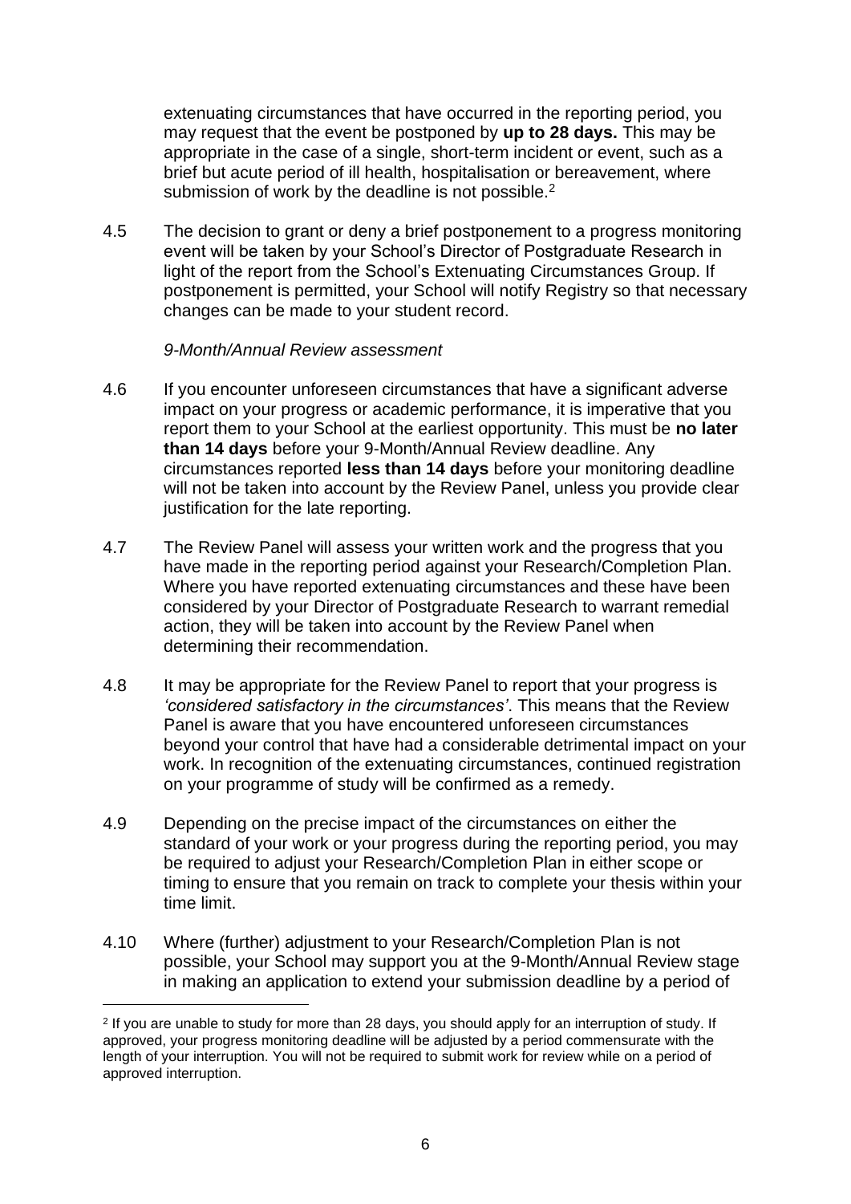extenuating circumstances that have occurred in the reporting period, you may request that the event be postponed by **up to 28 days.** This may be appropriate in the case of a single, short-term incident or event, such as a brief but acute period of ill health, hospitalisation or bereavement, where submission of work by the deadline is not possible.[2]

4.5 The decision to grant or deny a brief postponement to a progress monitoring event will be taken by your School's Director of Postgraduate Research in light of the report from the School's Extenuating Circumstances Group. If postponement is permitted, your School will notify Registry so that necessary changes can be made to your student record.

*9-Month/Annual Review assessment*

4.6 If you encounter unforeseen circumstances that have a significant adverse impact on your progress or academic performance, it is imperative that you report them to your School at the earliest opportunity. This must be **no later than 14 days** before your 9-Month/Annual Review deadline. Any circumstances reported **less than 14 days** before your monitoring deadline will not be taken into account by the Review Panel, unless you provide clear justification for the late reporting.

4.7 The Review Panel will assess your written work and the progress that you have made in the reporting period against your Research/Completion Plan. Where you have reported extenuating circumstances and these have been considered by your Director of Postgraduate Research to warrant remedial action, they will be taken into account by the Review Panel when determining their recommendation.

4.8 It may be appropriate for the Review Panel to report that your progress is *'considered satisfactory in the circumstances'*. This means that the Review Panel is aware that you have encountered unforeseen circumstances beyond your control that have had a considerable detrimental impact on your work. In recognition of the extenuating circumstances, continued registration on your programme of study will be confirmed as a remedy.

4.9 Depending on the precise impact of the circumstances on either the standard of your work or your progress during the reporting period, you may be required to adjust your Research/Completion Plan in either scope or timing to ensure that you remain on track to complete your thesis within your time limit.

4.10 Where (further) adjustment to your Research/Completion Plan is not possible, your School may support you at the 9-Month/Annual Review stage in making an application to extend your submission deadline by a period of

[2] If you are unable to study for more than 28 days, you should apply for an interruption of study. If approved, your progress monitoring deadline will be adjusted by a period commensurate with the length of your interruption. You will not be required to submit work for review while on a period of approved interruption.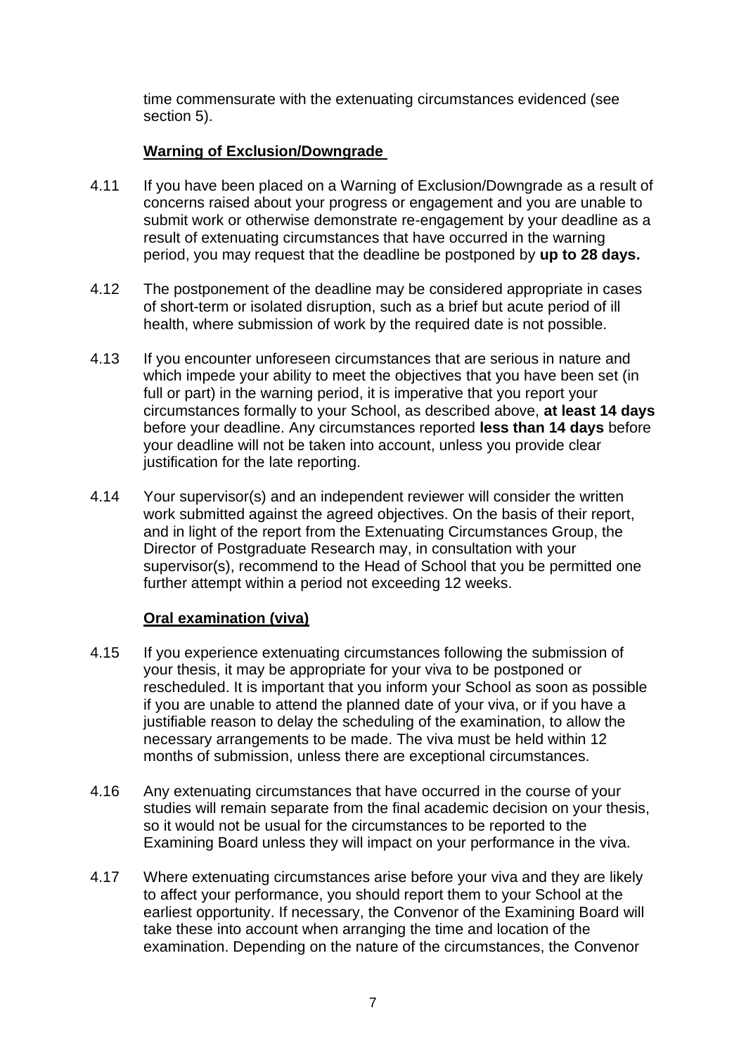time commensurate with the extenuating circumstances evidenced (see section 5).

### Warning of Exclusion/Downgrade

4.11 If you have been placed on a Warning of Exclusion/Downgrade as a result of concerns raised about your progress or engagement and you are unable to submit work or otherwise demonstrate re-engagement by your deadline as a result of extenuating circumstances that have occurred in the warning period, you may request that the deadline be postponed by **up to 28 days.**

4.12 The postponement of the deadline may be considered appropriate in cases of short-term or isolated disruption, such as a brief but acute period of ill health, where submission of work by the required date is not possible.

4.13 If you encounter unforeseen circumstances that are serious in nature and which impede your ability to meet the objectives that you have been set (in full or part) in the warning period, it is imperative that you report your circumstances formally to your School, as described above, **at least 14 days** before your deadline. Any circumstances reported **less than 14 days** before your deadline will not be taken into account, unless you provide clear justification for the late reporting.

4.14 Your supervisor(s) and an independent reviewer will consider the written work submitted against the agreed objectives. On the basis of their report, and in light of the report from the Extenuating Circumstances Group, the Director of Postgraduate Research may, in consultation with your supervisor(s), recommend to the Head of School that you be permitted one further attempt within a period not exceeding 12 weeks.

### Oral examination (viva)

4.15 If you experience extenuating circumstances following the submission of your thesis, it may be appropriate for your viva to be postponed or rescheduled. It is important that you inform your School as soon as possible if you are unable to attend the planned date of your viva, or if you have a justifiable reason to delay the scheduling of the examination, to allow the necessary arrangements to be made. The viva must be held within 12 months of submission, unless there are exceptional circumstances.

4.16 Any extenuating circumstances that have occurred in the course of your studies will remain separate from the final academic decision on your thesis, so it would not be usual for the circumstances to be reported to the Examining Board unless they will impact on your performance in the viva.

4.17 Where extenuating circumstances arise before your viva and they are likely to affect your performance, you should report them to your School at the earliest opportunity. If necessary, the Convenor of the Examining Board will take these into account when arranging the time and location of the examination. Depending on the nature of the circumstances, the Convenor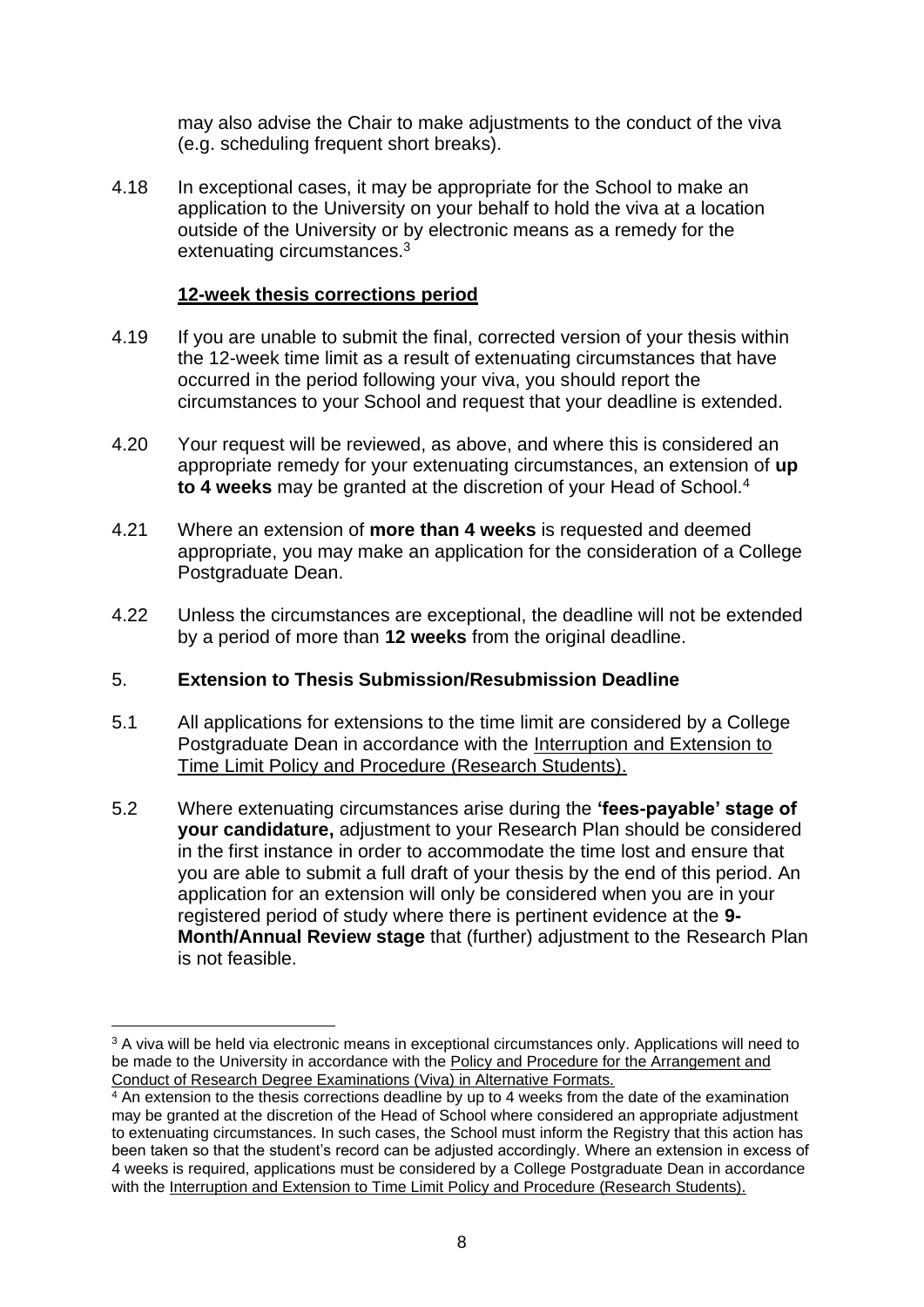may also advise the Chair to make adjustments to the conduct of the viva (e.g. scheduling frequent short breaks).

4.18 In exceptional cases, it may be appropriate for the School to make an application to the University on your behalf to hold the viva at a location outside of the University or by electronic means as a remedy for the extenuating circumstances.[3]

**12-week thesis corrections period**

4.19 If you are unable to submit the final, corrected version of your thesis within the 12-week time limit as a result of extenuating circumstances that have occurred in the period following your viva, you should report the circumstances to your School and request that your deadline is extended.

4.20 Your request will be reviewed, as above, and where this is considered an appropriate remedy for your extenuating circumstances, an extension of **up to 4 weeks** may be granted at the discretion of your Head of School.[4]

4.21 Where an extension of **more than 4 weeks** is requested and deemed appropriate, you may make an application for the consideration of a College Postgraduate Dean.

4.22 Unless the circumstances are exceptional, the deadline will not be extended by a period of more than **12 weeks** from the original deadline.

## 5. Extension to Thesis Submission/Resubmission Deadline

5.1 All applications for extensions to the time limit are considered by a College Postgraduate Dean in accordance with the Interruption and Extension to Time Limit Policy and Procedure (Research Students).

5.2 Where extenuating circumstances arise during the **'fees-payable' stage of your candidature,** adjustment to your Research Plan should be considered in the first instance in order to accommodate the time lost and ensure that you are able to submit a full draft of your thesis by the end of this period. An application for an extension will only be considered when you are in your registered period of study where there is pertinent evidence at the **9-Month/Annual Review stage** that (further) adjustment to the Research Plan is not feasible.

---

[3] A viva will be held via electronic means in exceptional circumstances only. Applications will need to be made to the University in accordance with the Policy and Procedure for the Arrangement and Conduct of Research Degree Examinations (Viva) in Alternative Formats.

[4] An extension to the thesis corrections deadline by up to 4 weeks from the date of the examination may be granted at the discretion of the Head of School where considered an appropriate adjustment to extenuating circumstances. In such cases, the School must inform the Registry that this action has been taken so that the student's record can be adjusted accordingly. Where an extension in excess of 4 weeks is required, applications must be considered by a College Postgraduate Dean in accordance with the Interruption and Extension to Time Limit Policy and Procedure (Research Students).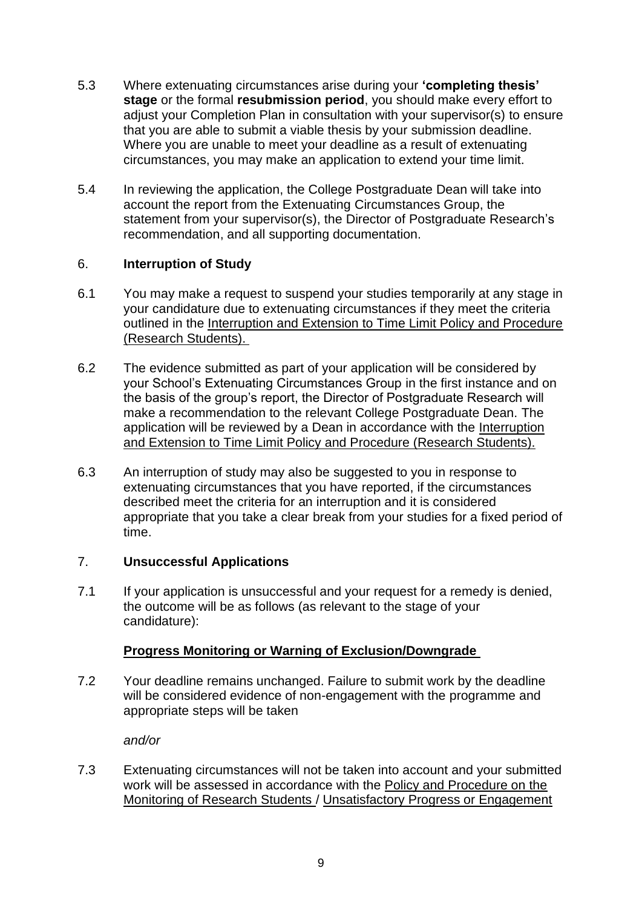5.3 Where extenuating circumstances arise during your **'completing thesis' stage** or the formal **resubmission period**, you should make every effort to adjust your Completion Plan in consultation with your supervisor(s) to ensure that you are able to submit a viable thesis by your submission deadline. Where you are unable to meet your deadline as a result of extenuating circumstances, you may make an application to extend your time limit.

5.4 In reviewing the application, the College Postgraduate Dean will take into account the report from the Extenuating Circumstances Group, the statement from your supervisor(s), the Director of Postgraduate Research's recommendation, and all supporting documentation.

## 6. Interruption of Study

6.1 You may make a request to suspend your studies temporarily at any stage in your candidature due to extenuating circumstances if they meet the criteria outlined in the Interruption and Extension to Time Limit Policy and Procedure (Research Students).

6.2 The evidence submitted as part of your application will be considered by your School's Extenuating Circumstances Group in the first instance and on the basis of the group's report, the Director of Postgraduate Research will make a recommendation to the relevant College Postgraduate Dean. The application will be reviewed by a Dean in accordance with the Interruption and Extension to Time Limit Policy and Procedure (Research Students).

6.3 An interruption of study may also be suggested to you in response to extenuating circumstances that you have reported, if the circumstances described meet the criteria for an interruption and it is considered appropriate that you take a clear break from your studies for a fixed period of time.

## 7. Unsuccessful Applications

7.1 If your application is unsuccessful and your request for a remedy is denied, the outcome will be as follows (as relevant to the stage of your candidature):

**Progress Monitoring or Warning of Exclusion/Downgrade**

7.2 Your deadline remains unchanged. Failure to submit work by the deadline will be considered evidence of non-engagement with the programme and appropriate steps will be taken

*and/or*

7.3 Extenuating circumstances will not be taken into account and your submitted work will be assessed in accordance with the Policy and Procedure on the Monitoring of Research Students / Unsatisfactory Progress or Engagement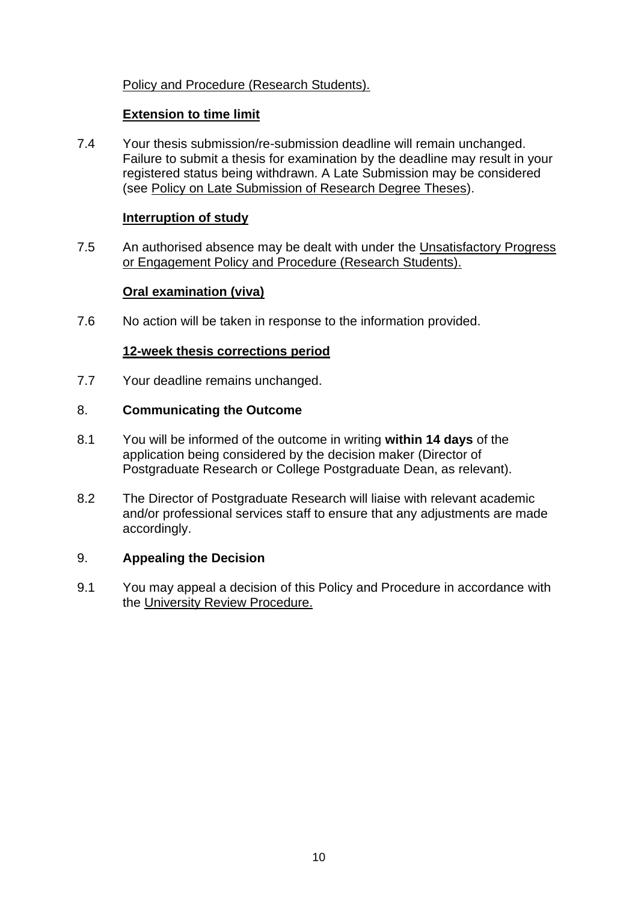Policy and Procedure (Research Students).

**Extension to time limit**

7.4 Your thesis submission/re-submission deadline will remain unchanged. Failure to submit a thesis for examination by the deadline may result in your registered status being withdrawn. A Late Submission may be considered (see Policy on Late Submission of Research Degree Theses).

**Interruption of study**

7.5 An authorised absence may be dealt with under the Unsatisfactory Progress or Engagement Policy and Procedure (Research Students).

**Oral examination (viva)**

7.6 No action will be taken in response to the information provided.

**12-week thesis corrections period**

7.7 Your deadline remains unchanged.

## 8. Communicating the Outcome

8.1 You will be informed of the outcome in writing **within 14 days** of the application being considered by the decision maker (Director of Postgraduate Research or College Postgraduate Dean, as relevant).

8.2 The Director of Postgraduate Research will liaise with relevant academic and/or professional services staff to ensure that any adjustments are made accordingly.

## 9. Appealing the Decision

9.1 You may appeal a decision of this Policy and Procedure in accordance with the University Review Procedure.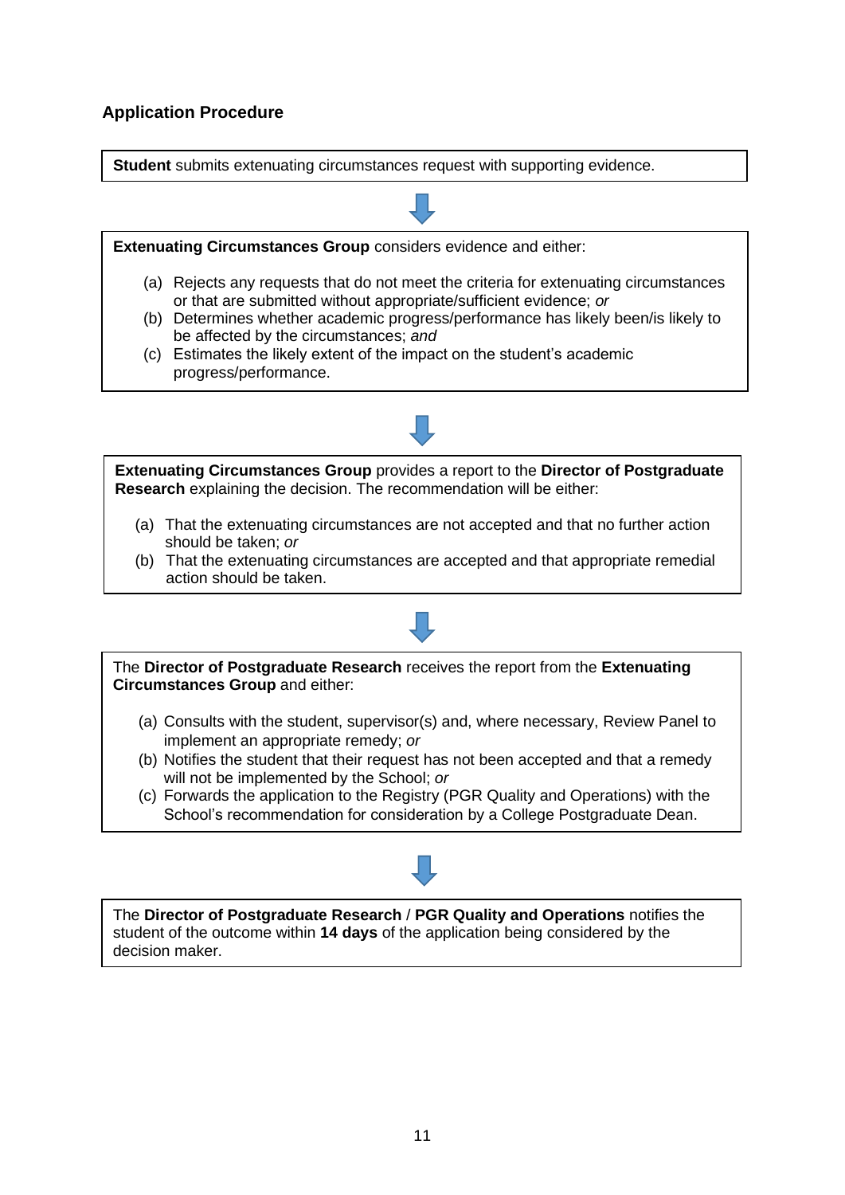## Application Procedure

**Student** submits extenuating circumstances request with supporting evidence.

**Extenuating Circumstances Group** considers evidence and either:

(a) Rejects any requests that do not meet the criteria for extenuating circumstances or that are submitted without appropriate/sufficient evidence; *or*
(b) Determines whether academic progress/performance has likely been/is likely to be affected by the circumstances; *and*
(c) Estimates the likely extent of the impact on the student's academic progress/performance.

**Extenuating Circumstances Group** provides a report to the **Director of Postgraduate Research** explaining the decision. The recommendation will be either:

(a) That the extenuating circumstances are not accepted and that no further action should be taken; *or*
(b) That the extenuating circumstances are accepted and that appropriate remedial action should be taken.

The **Director of Postgraduate Research** receives the report from the **Extenuating Circumstances Group** and either:

(a) Consults with the student, supervisor(s) and, where necessary, Review Panel to implement an appropriate remedy; *or*
(b) Notifies the student that their request has not been accepted and that a remedy will not be implemented by the School; *or*
(c) Forwards the application to the Registry (PGR Quality and Operations) with the School's recommendation for consideration by a College Postgraduate Dean.

The **Director of Postgraduate Research** / **PGR Quality and Operations** notifies the student of the outcome within **14 days** of the application being considered by the decision maker.